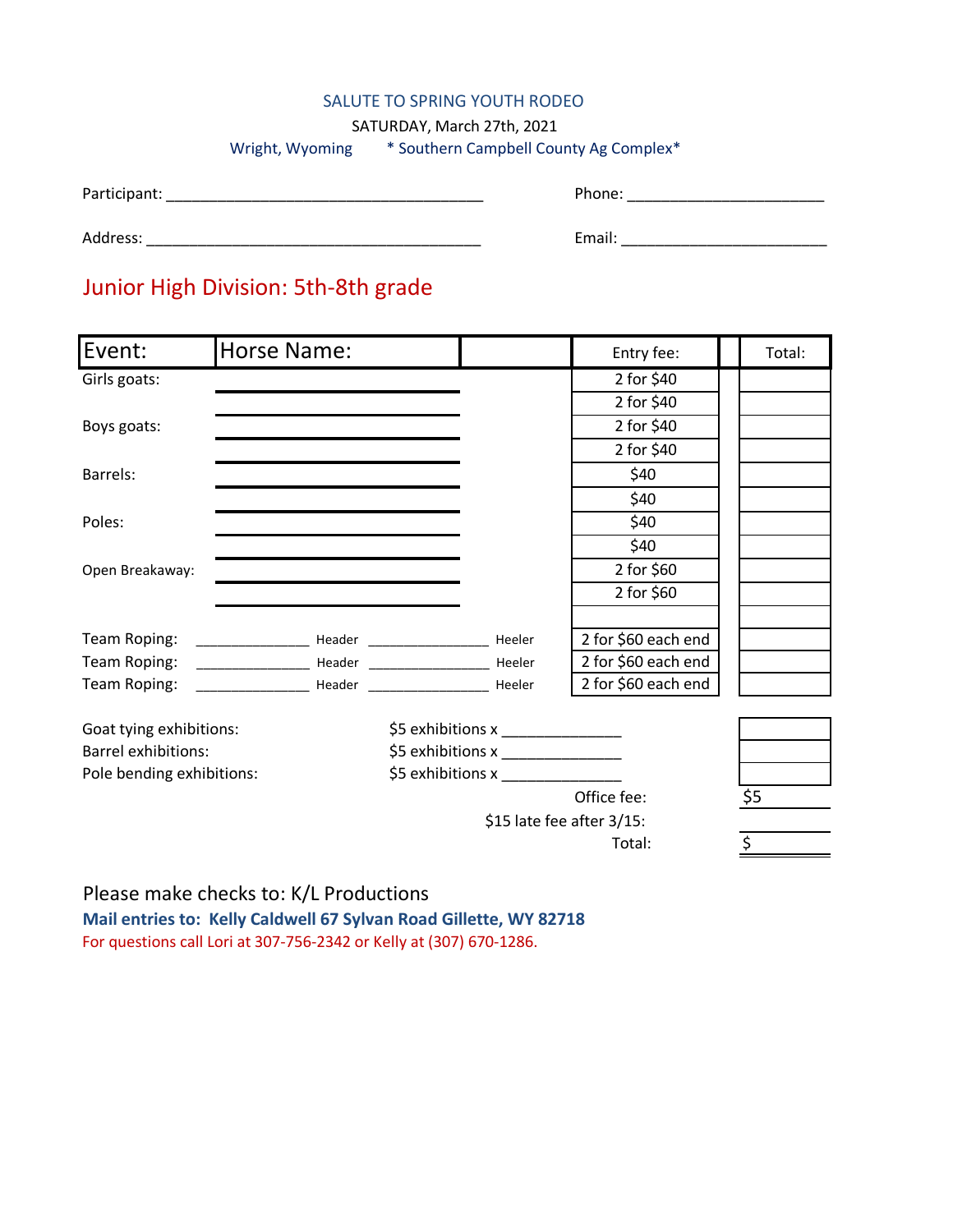# SALUTE TO SPRING YOUTH RODEO

SATURDAY, March 27th, 2021

Wright, Wyoming * Southern Campbell County Ag Complex*

Participant: ______________________________________ Phone: _______________________

Address: ________________________________________ Email: ________________________

## Junior High Division: 5th-8th grade

| Event: | Horse Name: | | Entry fee: | Total: |
|---|---|---|---|---|
| Girls goats: | ____________ | | 2 for $40 | |
| | ____________ | | 2 for $40 | |
| Boys goats: | ____________ | | 2 for $40 | |
| | ____________ | | 2 for $40 | |
| Barrels: | ____________ | | $40 | |
| | ____________ | | $40 | |
| Poles: | ____________ | | $40 | |
| | ____________ | | $40 | |
| Open Breakaway: | ____________ | | 2 for $60 | |
| | ____________ | | 2 for $60 | |
| | ____________ | | | |
| Team Roping: | ____________ Header | ____________ Heeler | 2 for $60 each end | |
| Team Roping: | ____________ Header | ____________ Heeler | 2 for $60 each end | |
| Team Roping: | ____________ Header | ____________ Heeler | 2 for $60 each end | |

| | | |
|---|---|---|
| Goat tying exhibitions: | $5 exhibitions x ______________ | |
| Barrel exhibitions: | $5 exhibitions x ______________ | |
| Pole bending exhibitions: | $5 exhibitions x ______________ | |
| | Office fee: | $5 |
| | $15 late fee after 3/15: | |
| | Total: | $ |

Please make checks to: K/L Productions

**Mail entries to: Kelly Caldwell 67 Sylvan Road Gillette, WY 82718**

For questions call Lori at 307-756-2342 or Kelly at (307) 670-1286.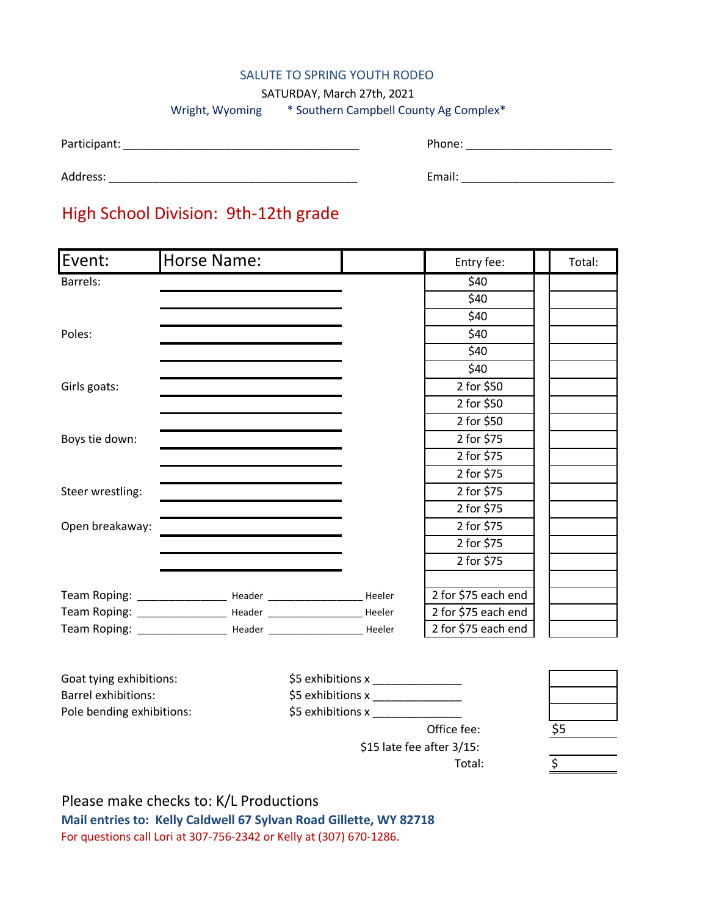SALUTE TO SPRING YOUTH RODEO

SATURDAY, March 27th, 2021

Wright, Wyoming * Southern Campbell County Ag Complex*

Participant: ______________________________________ Phone: _______________________

Address: ________________________________________ Email: ________________________

## High School Division: 9th-12th grade

| Event: | Horse Name: | | Entry fee: | | Total: |
|---|---|---|---|---|---|
| Barrels: | ____________ | | $40 | | |
| | ____________ | | $40 | | |
| | ____________ | | $40 | | |
| Poles: | ____________ | | $40 | | |
| | ____________ | | $40 | | |
| | ____________ | | $40 | | |
| Girls goats: | ____________ | | 2 for $50 | | |
| | ____________ | | 2 for $50 | | |
| | ____________ | | 2 for $50 | | |
| Boys tie down: | ____________ | | 2 for $75 | | |
| | ____________ | | 2 for $75 | | |
| | ____________ | | 2 for $75 | | |
| Steer wrestling: | ____________ | | 2 for $75 | | |
| | ____________ | | 2 for $75 | | |
| Open breakaway: | ____________ | | 2 for $75 | | |
| | ____________ | | 2 for $75 | | |
| | ____________ | | 2 for $75 | | |
| | | | | | |
| Team Roping: ______________ | Header ______________ | Heeler | 2 for $75 each end | | |
| Team Roping: ______________ | Header ______________ | Heeler | 2 for $75 each end | | |
| Team Roping: ______________ | Header ______________ | Heeler | 2 for $75 each end | | |

Goat tying exhibitions: $5 exhibitions x ______________

Barrel exhibitions: $5 exhibitions x ______________

Pole bending exhibitions: $5 exhibitions x ______________

Office fee: $5

$15 late fee after 3/15: __________

Total: $ __________

Please make checks to: K/L Productions

**Mail entries to: Kelly Caldwell 67 Sylvan Road Gillette, WY 82718**

For questions call Lori at 307-756-2342 or Kelly at (307) 670-1286.